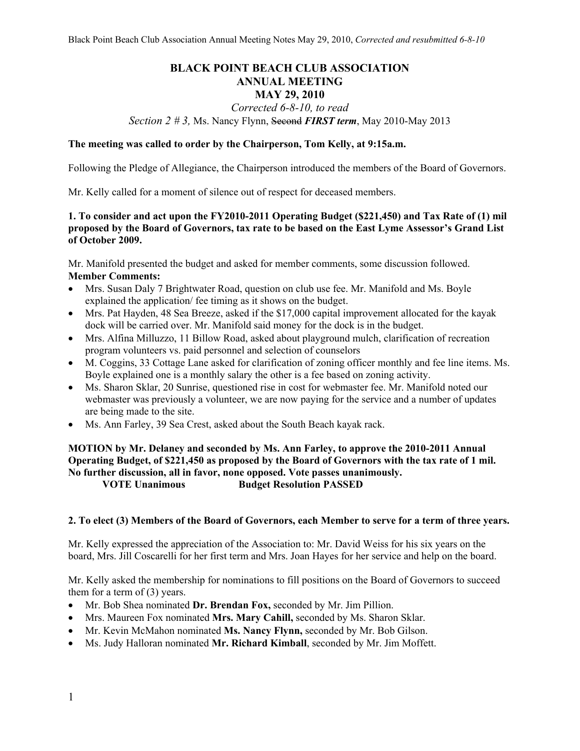# BLACK POINT BEACH CLUB ASSOCIATION
# ANNUAL MEETING
# MAY 29, 2010

*Corrected 6-8-10, to read*
*Section 2 # 3,* Ms. Nancy Flynn, ~~Second~~ ***FIRST term***, May 2010-May 2013

**The meeting was called to order by the Chairperson, Tom Kelly, at 9:15a.m.**

Following the Pledge of Allegiance, the Chairperson introduced the members of the Board of Governors.

Mr. Kelly called for a moment of silence out of respect for deceased members.

**1. To consider and act upon the FY2010-2011 Operating Budget ($221,450) and Tax Rate of (1) mil proposed by the Board of Governors, tax rate to be based on the East Lyme Assessor's Grand List of October 2009.**

Mr. Manifold presented the budget and asked for member comments, some discussion followed.

**Member Comments:**

- Mrs. Susan Daly 7 Brightwater Road, question on club use fee. Mr. Manifold and Ms. Boyle explained the application/ fee timing as it shows on the budget.
- Mrs. Pat Hayden, 48 Sea Breeze, asked if the $17,000 capital improvement allocated for the kayak dock will be carried over. Mr. Manifold said money for the dock is in the budget.
- Mrs. Alfina Milluzzo, 11 Billow Road, asked about playground mulch, clarification of recreation program volunteers vs. paid personnel and selection of counselors
- M. Coggins, 33 Cottage Lane asked for clarification of zoning officer monthly and fee line items. Ms. Boyle explained one is a monthly salary the other is a fee based on zoning activity.
- Ms. Sharon Sklar, 20 Sunrise, questioned rise in cost for webmaster fee. Mr. Manifold noted our webmaster was previously a volunteer, we are now paying for the service and a number of updates are being made to the site.
- Ms. Ann Farley, 39 Sea Crest, asked about the South Beach kayak rack.

**MOTION by Mr. Delaney and seconded by Ms. Ann Farley, to approve the 2010-2011 Annual Operating Budget, of $221,450 as proposed by the Board of Governors with the tax rate of 1 mil. No further discussion, all in favor, none opposed. Vote passes unanimously.**

**VOTE Unanimous Budget Resolution PASSED**

**2. To elect (3) Members of the Board of Governors, each Member to serve for a term of three years.**

Mr. Kelly expressed the appreciation of the Association to: Mr. David Weiss for his six years on the board, Mrs. Jill Coscarelli for her first term and Mrs. Joan Hayes for her service and help on the board.

Mr. Kelly asked the membership for nominations to fill positions on the Board of Governors to succeed them for a term of (3) years.

- Mr. Bob Shea nominated **Dr. Brendan Fox,** seconded by Mr. Jim Pillion.
- Mrs. Maureen Fox nominated **Mrs. Mary Cahill,** seconded by Ms. Sharon Sklar.
- Mr. Kevin McMahon nominated **Ms. Nancy Flynn,** seconded by Mr. Bob Gilson.
- Ms. Judy Halloran nominated **Mr. Richard Kimball**, seconded by Mr. Jim Moffett.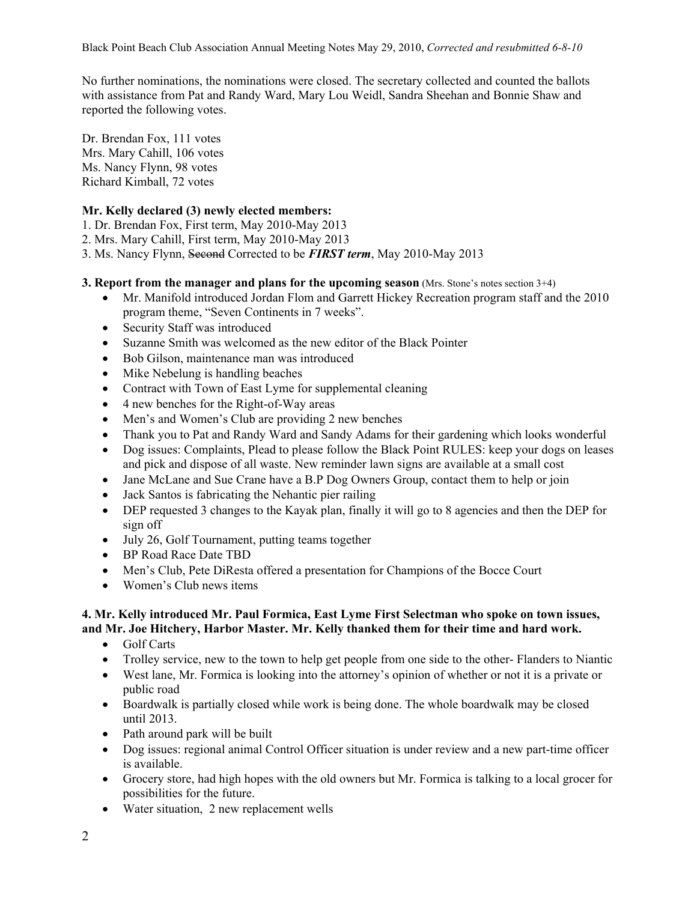No further nominations, the nominations were closed. The secretary collected and counted the ballots with assistance from Pat and Randy Ward, Mary Lou Weidl, Sandra Sheehan and Bonnie Shaw and reported the following votes.

Dr. Brendan Fox, 111 votes
Mrs. Mary Cahill, 106 votes
Ms. Nancy Flynn, 98 votes
Richard Kimball, 72 votes

**Mr. Kelly declared (3) newly elected members:**

1. Dr. Brendan Fox, First term, May 2010-May 2013
2. Mrs. Mary Cahill, First term, May 2010-May 2013
3. Ms. Nancy Flynn, ~~Second~~ Corrected to be ***FIRST term***, May 2010-May 2013

**3. Report from the manager and plans for the upcoming season** (Mrs. Stone's notes section 3+4)

- Mr. Manifold introduced Jordan Flom and Garrett Hickey Recreation program staff and the 2010 program theme, "Seven Continents in 7 weeks".
- Security Staff was introduced
- Suzanne Smith was welcomed as the new editor of the Black Pointer
- Bob Gilson, maintenance man was introduced
- Mike Nebelung is handling beaches
- Contract with Town of East Lyme for supplemental cleaning
- 4 new benches for the Right-of-Way areas
- Men's and Women's Club are providing 2 new benches
- Thank you to Pat and Randy Ward and Sandy Adams for their gardening which looks wonderful
- Dog issues: Complaints, Plead to please follow the Black Point RULES: keep your dogs on leases and pick and dispose of all waste. New reminder lawn signs are available at a small cost
- Jane McLane and Sue Crane have a B.P Dog Owners Group, contact them to help or join
- Jack Santos is fabricating the Nehantic pier railing
- DEP requested 3 changes to the Kayak plan, finally it will go to 8 agencies and then the DEP for sign off
- July 26, Golf Tournament, putting teams together
- BP Road Race Date TBD
- Men's Club, Pete DiResta offered a presentation for Champions of the Bocce Court
- Women's Club news items

**4. Mr. Kelly introduced Mr. Paul Formica, East Lyme First Selectman who spoke on town issues, and Mr. Joe Hitchery, Harbor Master. Mr. Kelly thanked them for their time and hard work.**

- Golf Carts
- Trolley service, new to the town to help get people from one side to the other- Flanders to Niantic
- West lane, Mr. Formica is looking into the attorney's opinion of whether or not it is a private or public road
- Boardwalk is partially closed while work is being done. The whole boardwalk may be closed until 2013.
- Path around park will be built
- Dog issues: regional animal Control Officer situation is under review and a new part-time officer is available.
- Grocery store, had high hopes with the old owners but Mr. Formica is talking to a local grocer for possibilities for the future.
- Water situation, 2 new replacement wells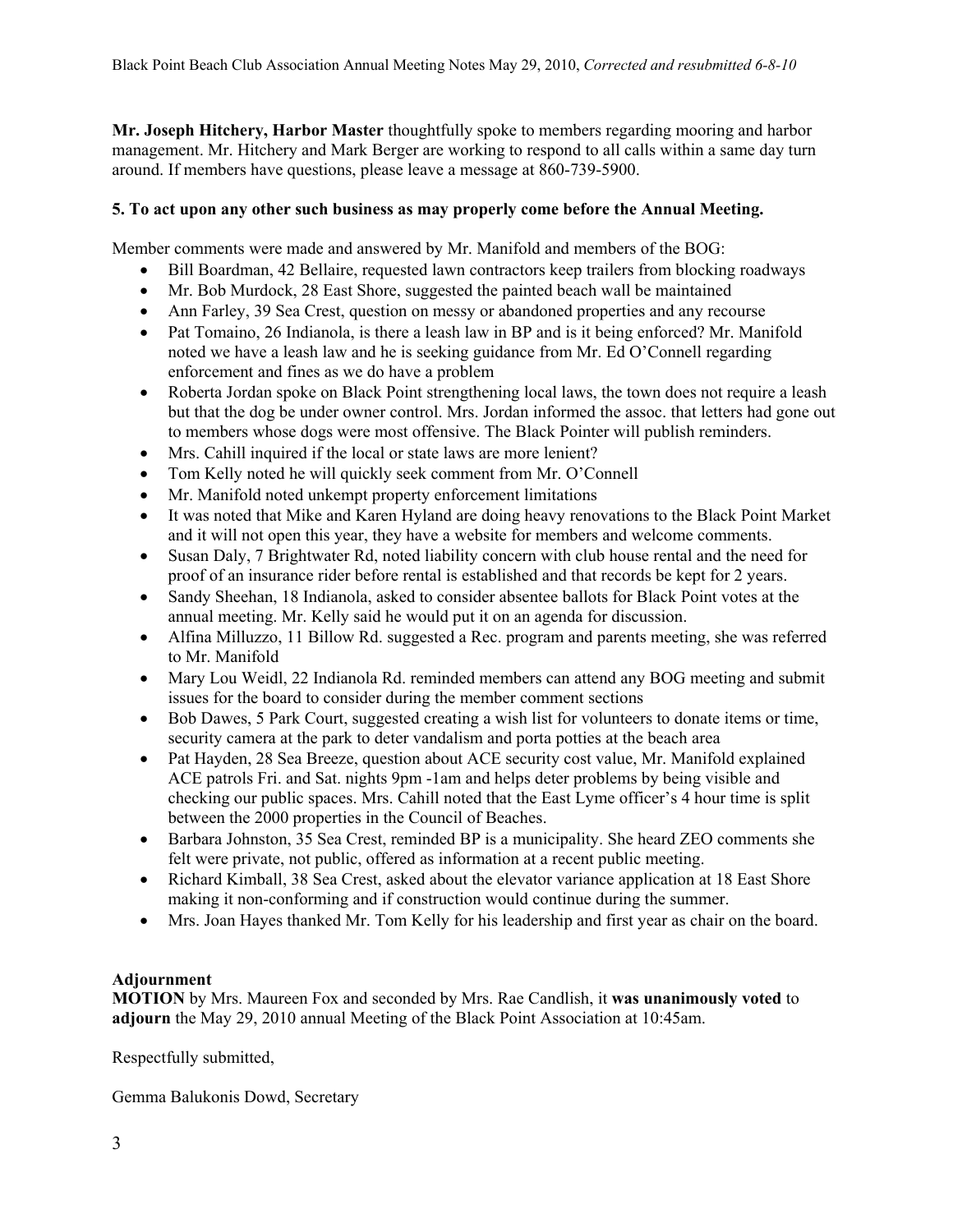**Mr. Joseph Hitchery, Harbor Master** thoughtfully spoke to members regarding mooring and harbor management. Mr. Hitchery and Mark Berger are working to respond to all calls within a same day turn around. If members have questions, please leave a message at 860-739-5900.

**5. To act upon any other such business as may properly come before the Annual Meeting.**

Member comments were made and answered by Mr. Manifold and members of the BOG:

- Bill Boardman, 42 Bellaire, requested lawn contractors keep trailers from blocking roadways
- Mr. Bob Murdock, 28 East Shore, suggested the painted beach wall be maintained
- Ann Farley, 39 Sea Crest, question on messy or abandoned properties and any recourse
- Pat Tomaino, 26 Indianola, is there a leash law in BP and is it being enforced? Mr. Manifold noted we have a leash law and he is seeking guidance from Mr. Ed O'Connell regarding enforcement and fines as we do have a problem
- Roberta Jordan spoke on Black Point strengthening local laws, the town does not require a leash but that the dog be under owner control. Mrs. Jordan informed the assoc. that letters had gone out to members whose dogs were most offensive. The Black Pointer will publish reminders.
- Mrs. Cahill inquired if the local or state laws are more lenient?
- Tom Kelly noted he will quickly seek comment from Mr. O'Connell
- Mr. Manifold noted unkempt property enforcement limitations
- It was noted that Mike and Karen Hyland are doing heavy renovations to the Black Point Market and it will not open this year, they have a website for members and welcome comments.
- Susan Daly, 7 Brightwater Rd, noted liability concern with club house rental and the need for proof of an insurance rider before rental is established and that records be kept for 2 years.
- Sandy Sheehan, 18 Indianola, asked to consider absentee ballots for Black Point votes at the annual meeting. Mr. Kelly said he would put it on an agenda for discussion.
- Alfina Milluzzo, 11 Billow Rd. suggested a Rec. program and parents meeting, she was referred to Mr. Manifold
- Mary Lou Weidl, 22 Indianola Rd. reminded members can attend any BOG meeting and submit issues for the board to consider during the member comment sections
- Bob Dawes, 5 Park Court, suggested creating a wish list for volunteers to donate items or time, security camera at the park to deter vandalism and porta potties at the beach area
- Pat Hayden, 28 Sea Breeze, question about ACE security cost value, Mr. Manifold explained ACE patrols Fri. and Sat. nights 9pm -1am and helps deter problems by being visible and checking our public spaces. Mrs. Cahill noted that the East Lyme officer's 4 hour time is split between the 2000 properties in the Council of Beaches.
- Barbara Johnston, 35 Sea Crest, reminded BP is a municipality. She heard ZEO comments she felt were private, not public, offered as information at a recent public meeting.
- Richard Kimball, 38 Sea Crest, asked about the elevator variance application at 18 East Shore making it non-conforming and if construction would continue during the summer.
- Mrs. Joan Hayes thanked Mr. Tom Kelly for his leadership and first year as chair on the board.

**Adjournment**

**MOTION** by Mrs. Maureen Fox and seconded by Mrs. Rae Candlish, it **was unanimously voted** to **adjourn** the May 29, 2010 annual Meeting of the Black Point Association at 10:45am.

Respectfully submitted,

Gemma Balukonis Dowd, Secretary